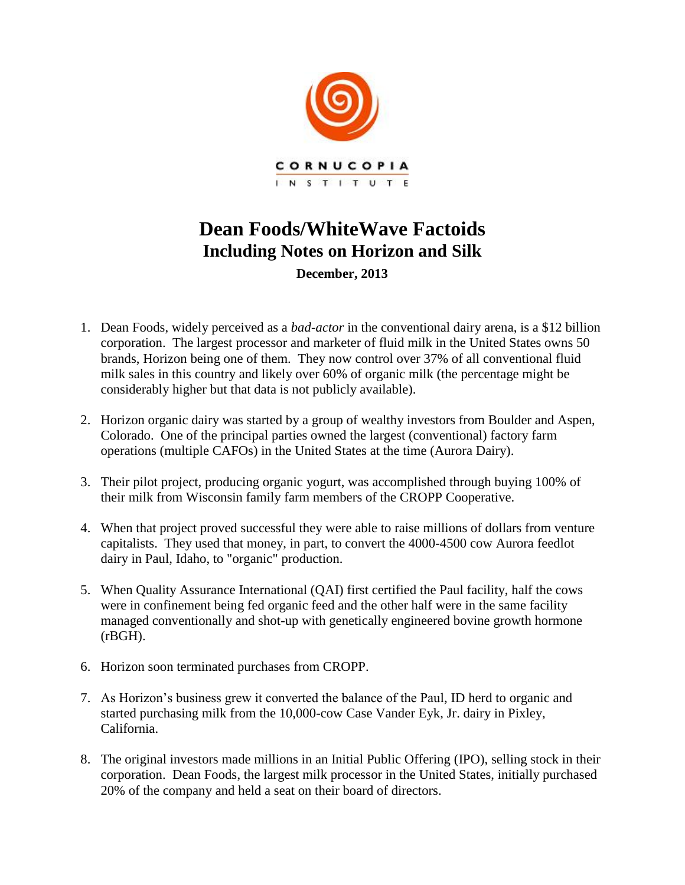CORNUCOPIA INSTITUTE

# Dean Foods/WhiteWave Factoids

## Including Notes on Horizon and Silk

**December, 2013**

1. Dean Foods, widely perceived as a *bad-actor* in the conventional dairy arena, is a $12 billion corporation. The largest processor and marketer of fluid milk in the United States owns 50 brands, Horizon being one of them. They now control over 37% of all conventional fluid milk sales in this country and likely over 60% of organic milk (the percentage might be considerably higher but that data is not publicly available).

2. Horizon organic dairy was started by a group of wealthy investors from Boulder and Aspen, Colorado. One of the principal parties owned the largest (conventional) factory farm operations (multiple CAFOs) in the United States at the time (Aurora Dairy).

3. Their pilot project, producing organic yogurt, was accomplished through buying 100% of their milk from Wisconsin family farm members of the CROPP Cooperative.

4. When that project proved successful they were able to raise millions of dollars from venture capitalists. They used that money, in part, to convert the 4000-4500 cow Aurora feedlot dairy in Paul, Idaho, to "organic" production.

5. When Quality Assurance International (QAI) first certified the Paul facility, half the cows were in confinement being fed organic feed and the other half were in the same facility managed conventionally and shot-up with genetically engineered bovine growth hormone (rBGH).

6. Horizon soon terminated purchases from CROPP.

7. As Horizon's business grew it converted the balance of the Paul, ID herd to organic and started purchasing milk from the 10,000-cow Case Vander Eyk, Jr. dairy in Pixley, California.

8. The original investors made millions in an Initial Public Offering (IPO), selling stock in their corporation. Dean Foods, the largest milk processor in the United States, initially purchased 20% of the company and held a seat on their board of directors.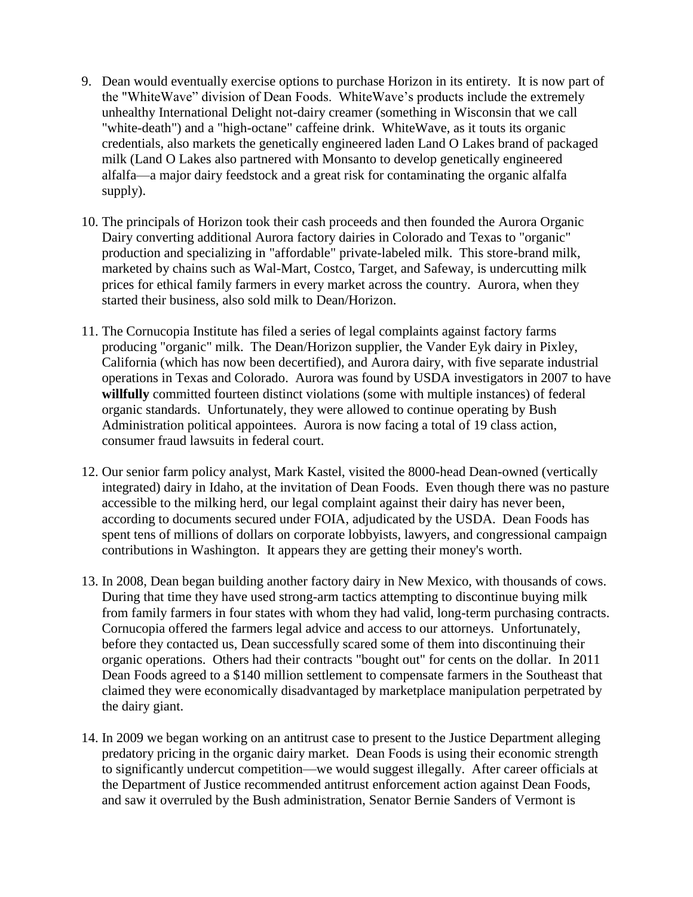9. Dean would eventually exercise options to purchase Horizon in its entirety. It is now part of the "WhiteWave" division of Dean Foods. WhiteWave's products include the extremely unhealthy International Delight not-dairy creamer (something in Wisconsin that we call "white-death") and a "high-octane" caffeine drink. WhiteWave, as it touts its organic credentials, also markets the genetically engineered laden Land O Lakes brand of packaged milk (Land O Lakes also partnered with Monsanto to develop genetically engineered alfalfa—a major dairy feedstock and a great risk for contaminating the organic alfalfa supply).

10. The principals of Horizon took their cash proceeds and then founded the Aurora Organic Dairy converting additional Aurora factory dairies in Colorado and Texas to "organic" production and specializing in "affordable" private-labeled milk. This store-brand milk, marketed by chains such as Wal-Mart, Costco, Target, and Safeway, is undercutting milk prices for ethical family farmers in every market across the country. Aurora, when they started their business, also sold milk to Dean/Horizon.

11. The Cornucopia Institute has filed a series of legal complaints against factory farms producing "organic" milk. The Dean/Horizon supplier, the Vander Eyk dairy in Pixley, California (which has now been decertified), and Aurora dairy, with five separate industrial operations in Texas and Colorado. Aurora was found by USDA investigators in 2007 to have **willfully** committed fourteen distinct violations (some with multiple instances) of federal organic standards. Unfortunately, they were allowed to continue operating by Bush Administration political appointees. Aurora is now facing a total of 19 class action, consumer fraud lawsuits in federal court.

12. Our senior farm policy analyst, Mark Kastel, visited the 8000-head Dean-owned (vertically integrated) dairy in Idaho, at the invitation of Dean Foods. Even though there was no pasture accessible to the milking herd, our legal complaint against their dairy has never been, according to documents secured under FOIA, adjudicated by the USDA. Dean Foods has spent tens of millions of dollars on corporate lobbyists, lawyers, and congressional campaign contributions in Washington. It appears they are getting their money's worth.

13. In 2008, Dean began building another factory dairy in New Mexico, with thousands of cows. During that time they have used strong-arm tactics attempting to discontinue buying milk from family farmers in four states with whom they had valid, long-term purchasing contracts. Cornucopia offered the farmers legal advice and access to our attorneys. Unfortunately, before they contacted us, Dean successfully scared some of them into discontinuing their organic operations. Others had their contracts "bought out" for cents on the dollar. In 2011 Dean Foods agreed to a $140 million settlement to compensate farmers in the Southeast that claimed they were economically disadvantaged by marketplace manipulation perpetrated by the dairy giant.

14. In 2009 we began working on an antitrust case to present to the Justice Department alleging predatory pricing in the organic dairy market. Dean Foods is using their economic strength to significantly undercut competition—we would suggest illegally. After career officials at the Department of Justice recommended antitrust enforcement action against Dean Foods, and saw it overruled by the Bush administration, Senator Bernie Sanders of Vermont is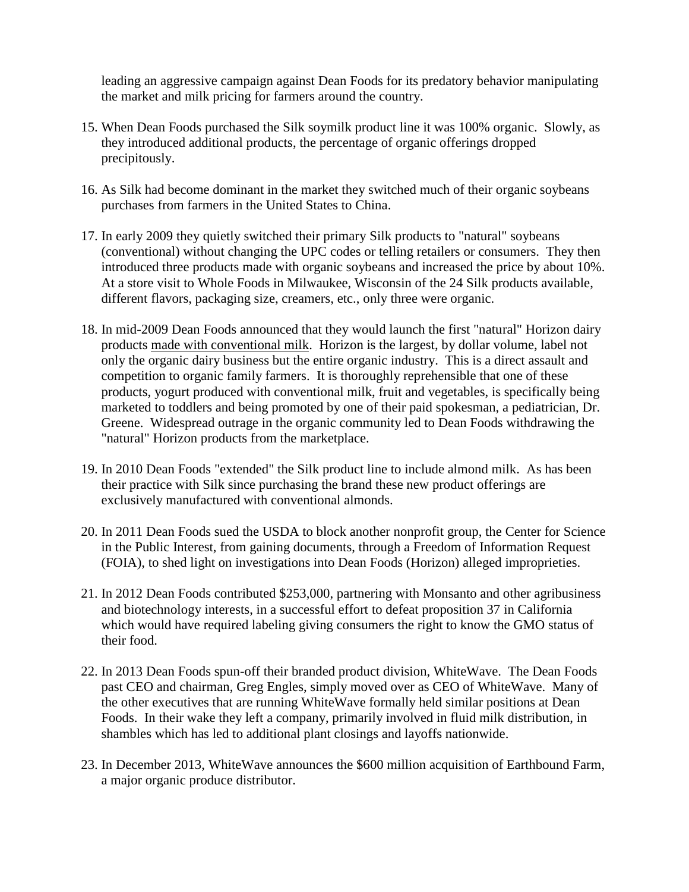leading an aggressive campaign against Dean Foods for its predatory behavior manipulating the market and milk pricing for farmers around the country.

15. When Dean Foods purchased the Silk soymilk product line it was 100% organic. Slowly, as they introduced additional products, the percentage of organic offerings dropped precipitously.

16. As Silk had become dominant in the market they switched much of their organic soybeans purchases from farmers in the United States to China.

17. In early 2009 they quietly switched their primary Silk products to "natural" soybeans (conventional) without changing the UPC codes or telling retailers or consumers. They then introduced three products made with organic soybeans and increased the price by about 10%. At a store visit to Whole Foods in Milwaukee, Wisconsin of the 24 Silk products available, different flavors, packaging size, creamers, etc., only three were organic.

18. In mid-2009 Dean Foods announced that they would launch the first "natural" Horizon dairy products made with conventional milk. Horizon is the largest, by dollar volume, label not only the organic dairy business but the entire organic industry. This is a direct assault and competition to organic family farmers. It is thoroughly reprehensible that one of these products, yogurt produced with conventional milk, fruit and vegetables, is specifically being marketed to toddlers and being promoted by one of their paid spokesman, a pediatrician, Dr. Greene. Widespread outrage in the organic community led to Dean Foods withdrawing the "natural" Horizon products from the marketplace.

19. In 2010 Dean Foods "extended" the Silk product line to include almond milk. As has been their practice with Silk since purchasing the brand these new product offerings are exclusively manufactured with conventional almonds.

20. In 2011 Dean Foods sued the USDA to block another nonprofit group, the Center for Science in the Public Interest, from gaining documents, through a Freedom of Information Request (FOIA), to shed light on investigations into Dean Foods (Horizon) alleged improprieties.

21. In 2012 Dean Foods contributed $253,000, partnering with Monsanto and other agribusiness and biotechnology interests, in a successful effort to defeat proposition 37 in California which would have required labeling giving consumers the right to know the GMO status of their food.

22. In 2013 Dean Foods spun-off their branded product division, WhiteWave. The Dean Foods past CEO and chairman, Greg Engles, simply moved over as CEO of WhiteWave. Many of the other executives that are running WhiteWave formally held similar positions at Dean Foods. In their wake they left a company, primarily involved in fluid milk distribution, in shambles which has led to additional plant closings and layoffs nationwide.

23. In December 2013, WhiteWave announces the $600 million acquisition of Earthbound Farm, a major organic produce distributor.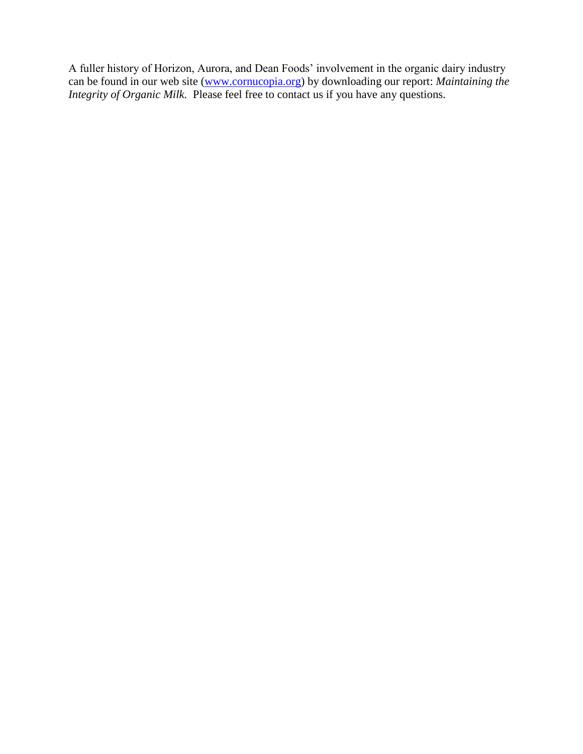A fuller history of Horizon, Aurora, and Dean Foods' involvement in the organic dairy industry can be found in our web site ([www.cornucopia.org](http://www.cornucopia.org)) by downloading our report: *Maintaining the Integrity of Organic Milk.* Please feel free to contact us if you have any questions.